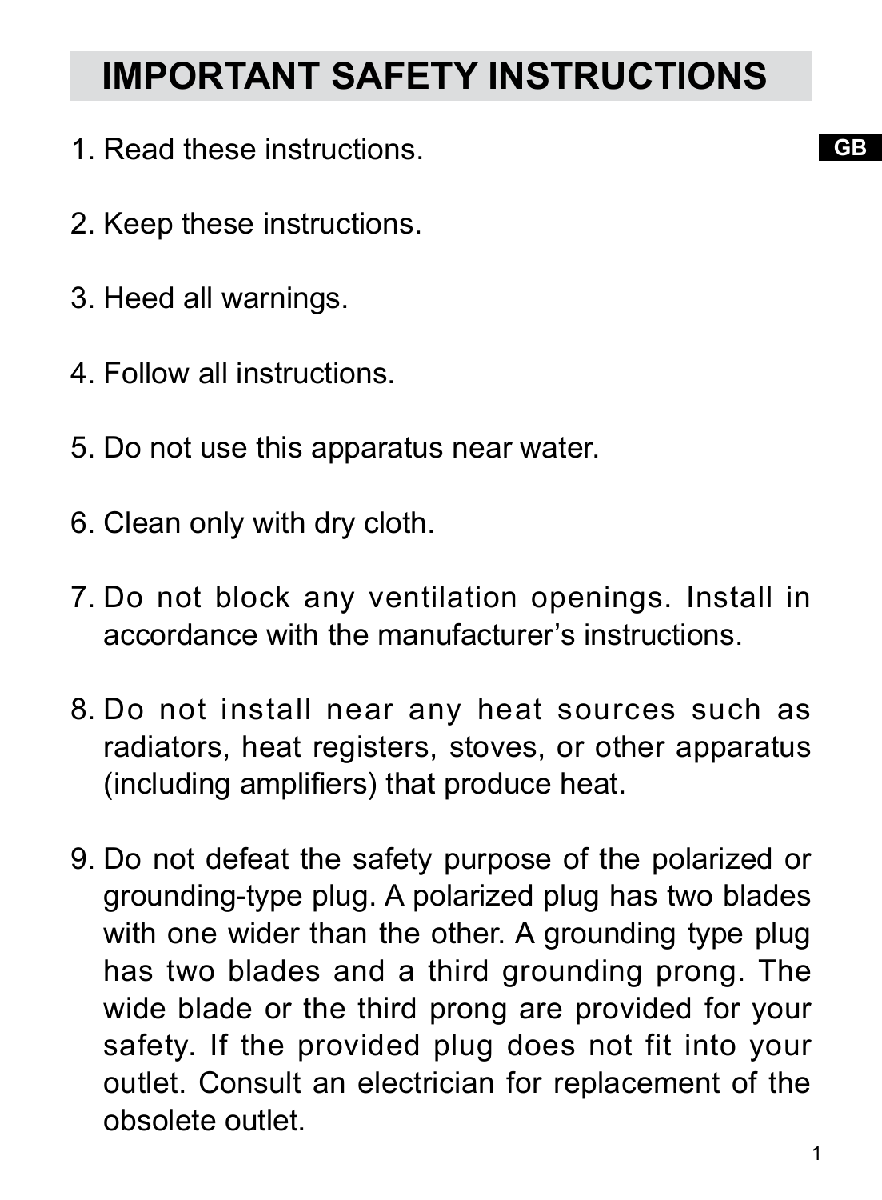# IMPORTANT SAFETY INSTRUCTIONS

1. Read these instructions.
2. Keep these instructions.
3. Heed all warnings.
4. Follow all instructions.
5. Do not use this apparatus near water.
6. Clean only with dry cloth.
7. Do not block any ventilation openings. Install in accordance with the manufacturer's instructions.
8. Do not install near any heat sources such as radiators, heat registers, stoves, or other apparatus (including amplifiers) that produce heat.
9. Do not defeat the safety purpose of the polarized or grounding-type plug. A polarized plug has two blades with one wider than the other. A grounding type plug has two blades and a third grounding prong. The wide blade or the third prong are provided for your safety. If the provided plug does not fit into your outlet. Consult an electrician for replacement of the obsolete outlet.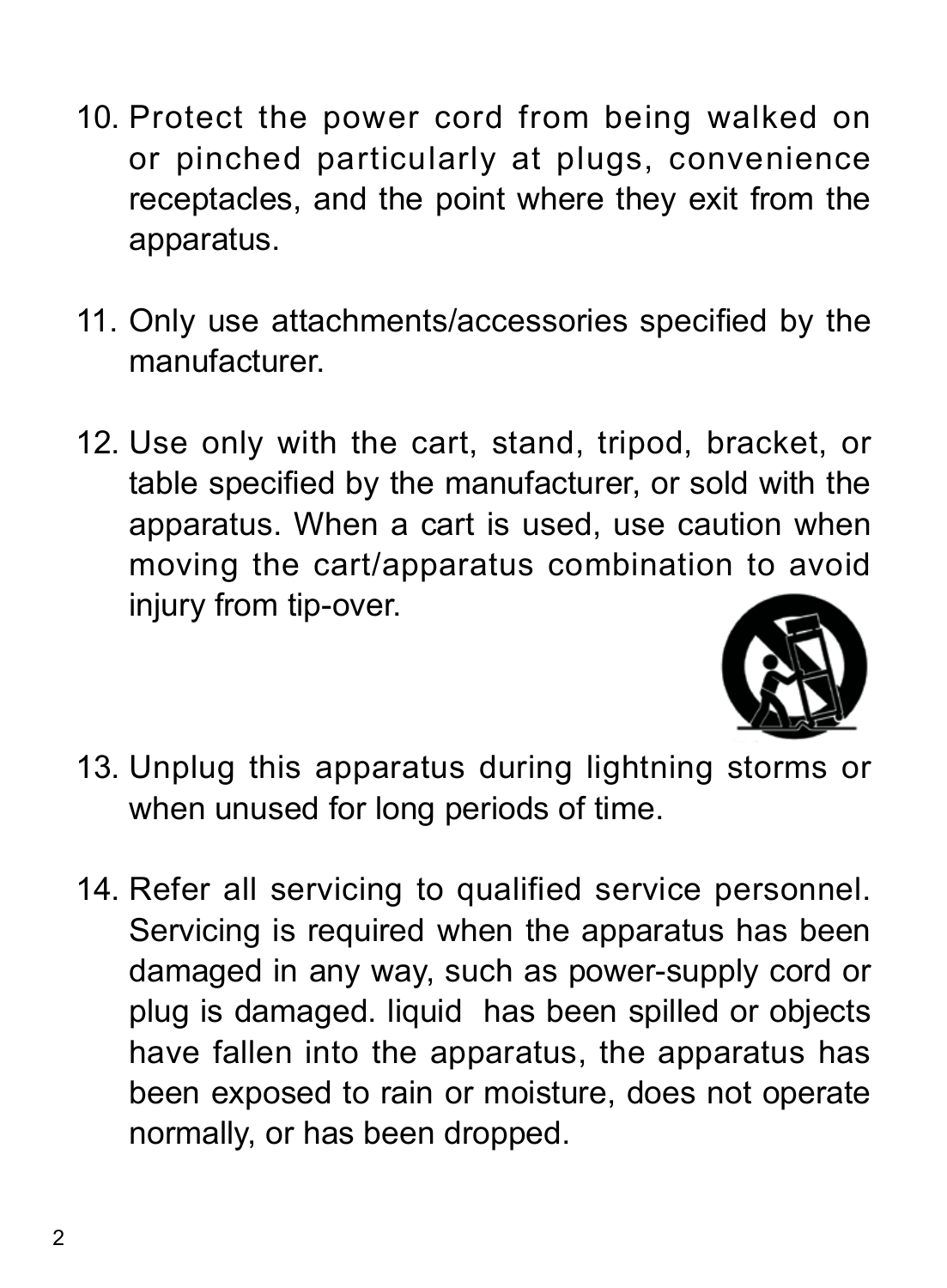10. Protect the power cord from being walked on or pinched particularly at plugs, convenience receptacles, and the point where they exit from the apparatus.

11. Only use attachments/accessories specified by the manufacturer.

12. Use only with the cart, stand, tripod, bracket, or table specified by the manufacturer, or sold with the apparatus. When a cart is used, use caution when moving the cart/apparatus combination to avoid injury from tip-over.

13. Unplug this apparatus during lightning storms or when unused for long periods of time.

14. Refer all servicing to qualified service personnel. Servicing is required when the apparatus has been damaged in any way, such as power-supply cord or plug is damaged. liquid has been spilled or objects have fallen into the apparatus, the apparatus has been exposed to rain or moisture, does not operate normally, or has been dropped.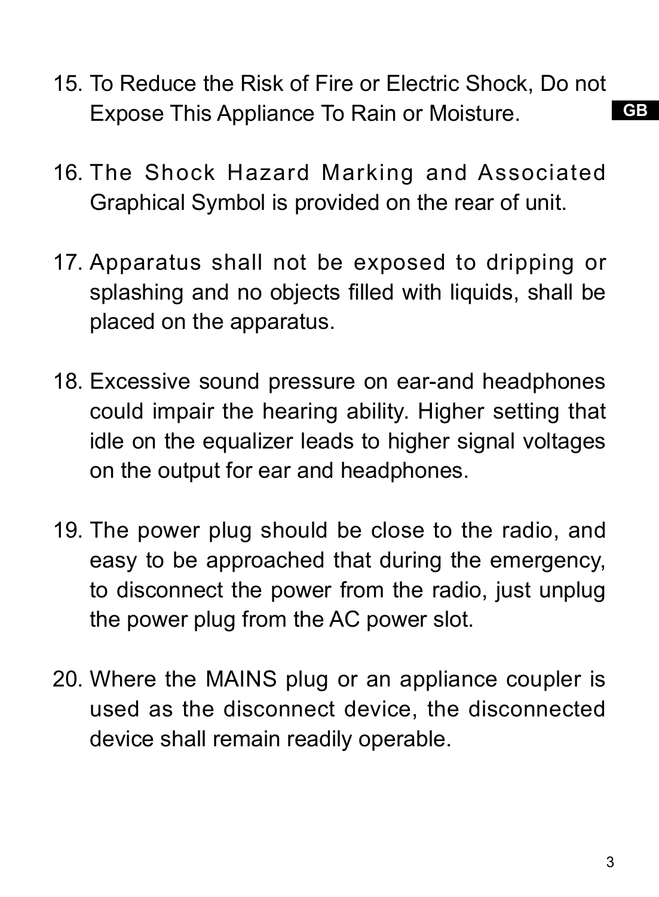15. To Reduce the Risk of Fire or Electric Shock, Do not Expose This Appliance To Rain or Moisture.

16. The Shock Hazard Marking and Associated Graphical Symbol is provided on the rear of unit.

17. Apparatus shall not be exposed to dripping or splashing and no objects filled with liquids, shall be placed on the apparatus.

18. Excessive sound pressure on ear-and headphones could impair the hearing ability. Higher setting that idle on the equalizer leads to higher signal voltages on the output for ear and headphones.

19. The power plug should be close to the radio, and easy to be approached that during the emergency, to disconnect the power from the radio, just unplug the power plug from the AC power slot.

20. Where the MAINS plug or an appliance coupler is used as the disconnect device, the disconnected device shall remain readily operable.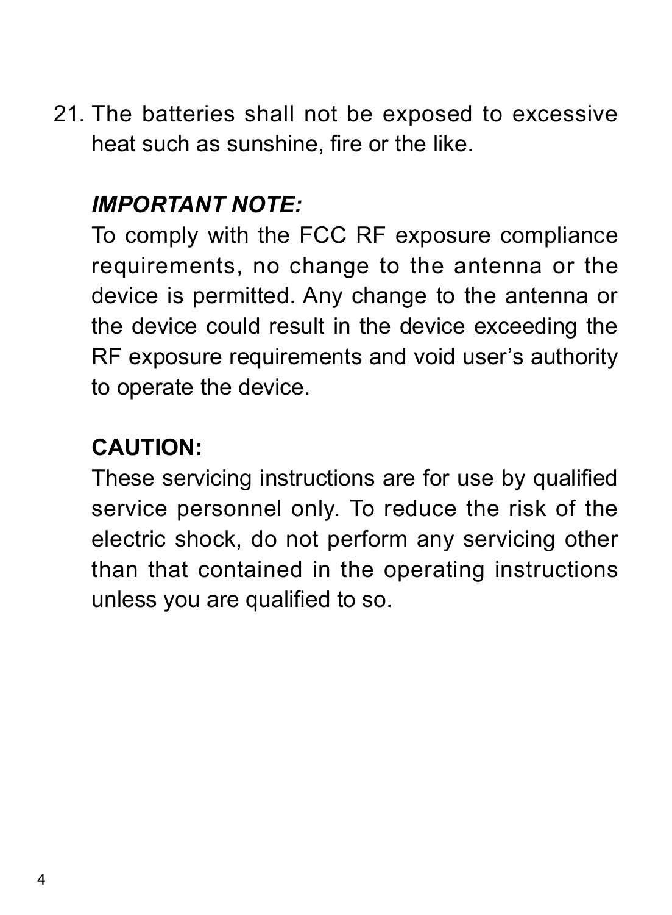21. The batteries shall not be exposed to excessive heat such as sunshine, fire or the like.

    ***IMPORTANT NOTE:***

    To comply with the FCC RF exposure compliance requirements, no change to the antenna or the device is permitted. Any change to the antenna or the device could result in the device exceeding the RF exposure requirements and void user's authority to operate the device.

    **CAUTION:**

    These servicing instructions are for use by qualified service personnel only. To reduce the risk of the electric shock, do not perform any servicing other than that contained in the operating instructions unless you are qualified to so.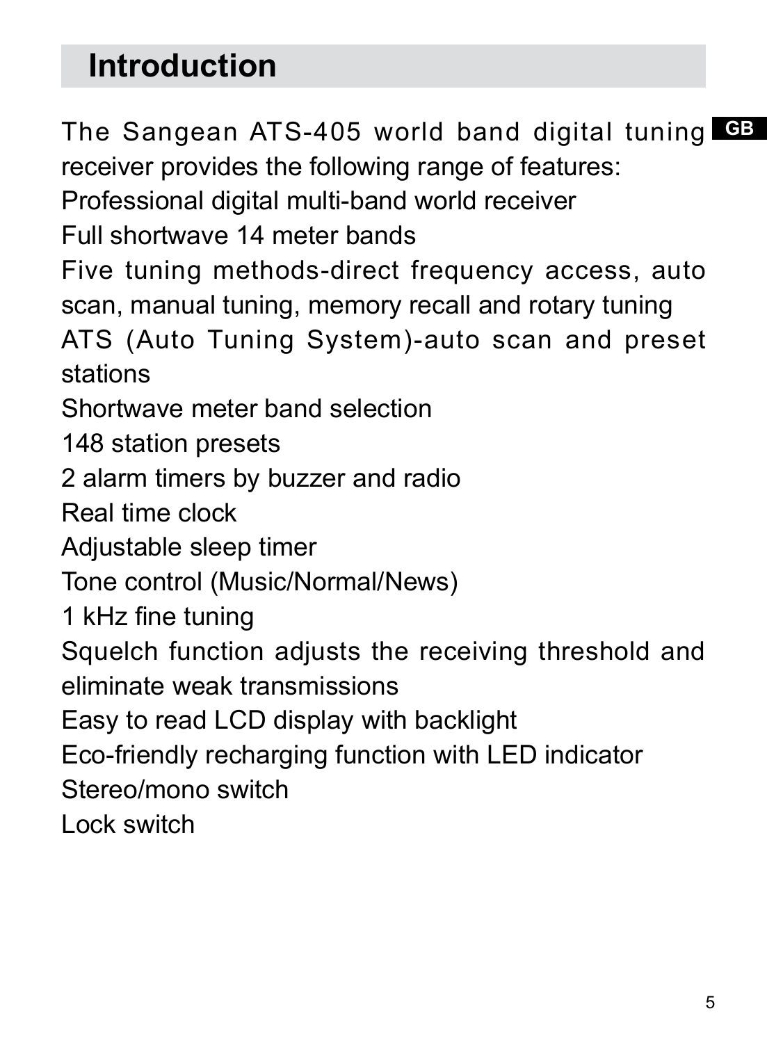# Introduction

The Sangean ATS-405 world band digital tuning receiver provides the following range of features:

Professional digital multi-band world receiver
Full shortwave 14 meter bands
Five tuning methods-direct frequency access, auto scan, manual tuning, memory recall and rotary tuning
ATS (Auto Tuning System)-auto scan and preset stations
Shortwave meter band selection
148 station presets
2 alarm timers by buzzer and radio
Real time clock
Adjustable sleep timer
Tone control (Music/Normal/News)
1 kHz fine tuning
Squelch function adjusts the receiving threshold and eliminate weak transmissions
Easy to read LCD display with backlight
Eco-friendly recharging function with LED indicator
Stereo/mono switch
Lock switch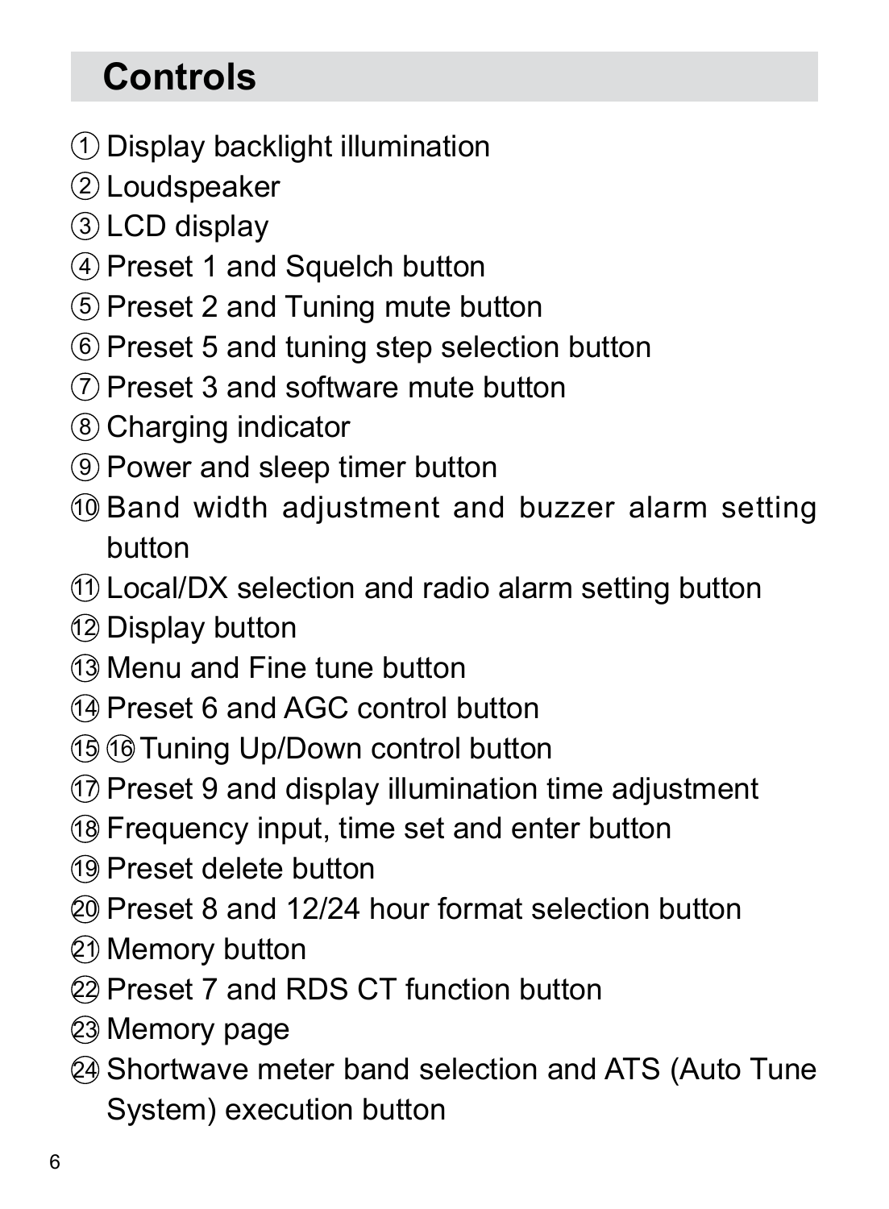## Controls

① Display backlight illumination
② Loudspeaker
③ LCD display
④ Preset 1 and Squelch button
⑤ Preset 2 and Tuning mute button
⑥ Preset 5 and tuning step selection button
⑦ Preset 3 and software mute button
⑧ Charging indicator
⑨ Power and sleep timer button
⑩ Band width adjustment and buzzer alarm setting button
⑪ Local/DX selection and radio alarm setting button
⑫ Display button
⑬ Menu and Fine tune button
⑭ Preset 6 and AGC control button
⑮ ⑯ Tuning Up/Down control button
⑰ Preset 9 and display illumination time adjustment
⑱ Frequency input, time set and enter button
⑲ Preset delete button
⑳ Preset 8 and 12/24 hour format selection button
㉑ Memory button
㉒ Preset 7 and RDS CT function button
㉓ Memory page
㉔ Shortwave meter band selection and ATS (Auto Tune System) execution button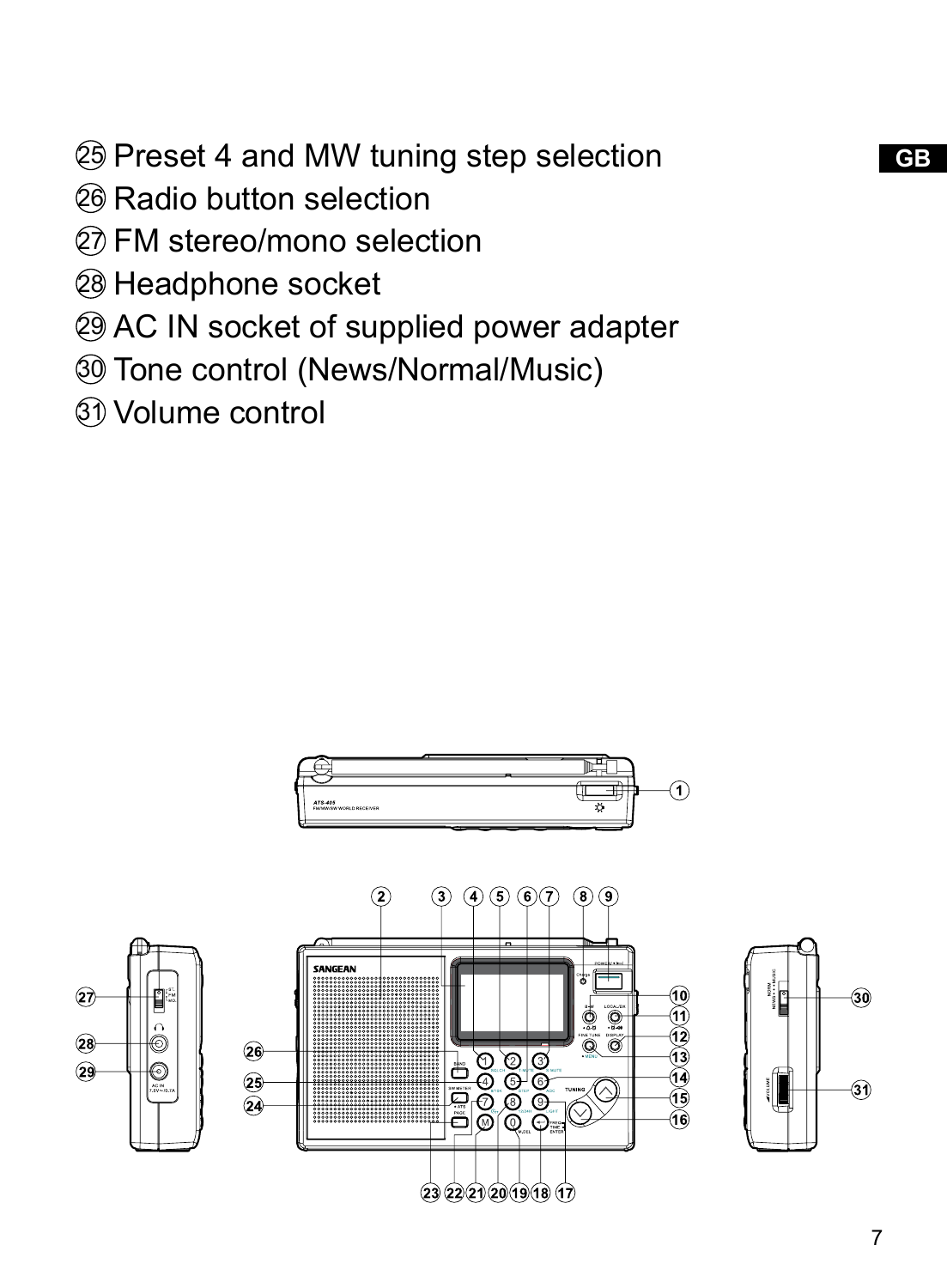㉕ Preset 4 and MW tuning step selection

㉖ Radio button selection

㉗ FM stereo/mono selection

㉘ Headphone socket

㉙ AC IN socket of supplied power adapter

㉚ Tone control (News/Normal/Music)

㉛ Volume control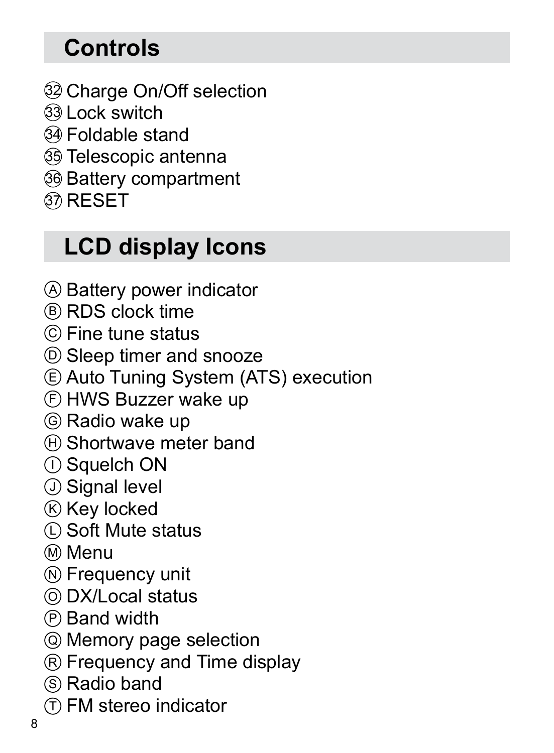## Controls

㉜ Charge On/Off selection
㉝ Lock switch
㉞ Foldable stand
㉟ Telescopic antenna
㊱ Battery compartment
㊲ RESET

## LCD display Icons

Ⓐ Battery power indicator
Ⓑ RDS clock time
Ⓒ Fine tune status
Ⓓ Sleep timer and snooze
Ⓔ Auto Tuning System (ATS) execution
Ⓕ HWS Buzzer wake up
Ⓖ Radio wake up
Ⓗ Shortwave meter band
Ⓘ Squelch ON
Ⓙ Signal level
Ⓚ Key locked
Ⓛ Soft Mute status
Ⓜ Menu
Ⓝ Frequency unit
Ⓞ DX/Local status
Ⓟ Band width
Ⓠ Memory page selection
Ⓡ Frequency and Time display
Ⓢ Radio band
Ⓣ FM stereo indicator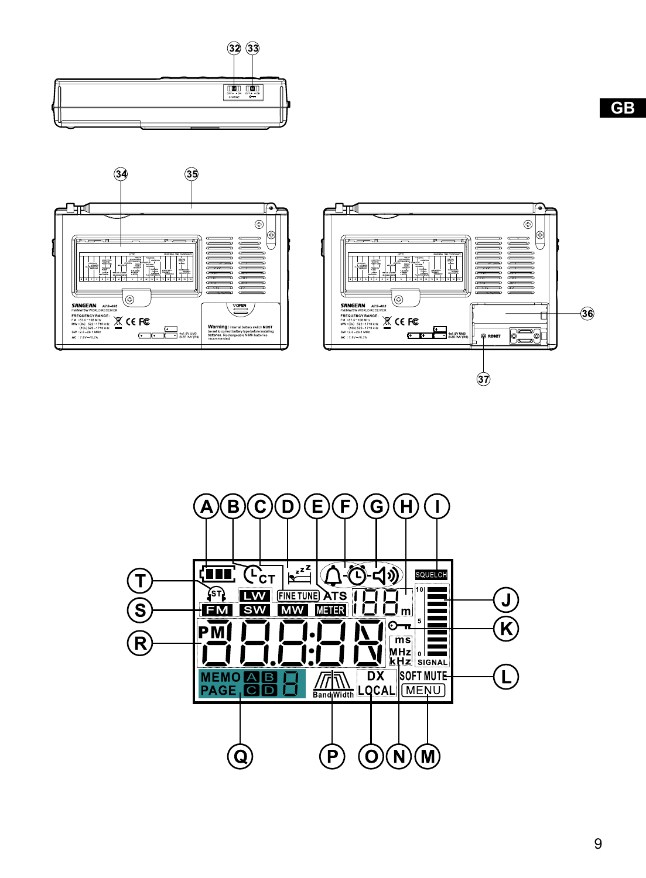GB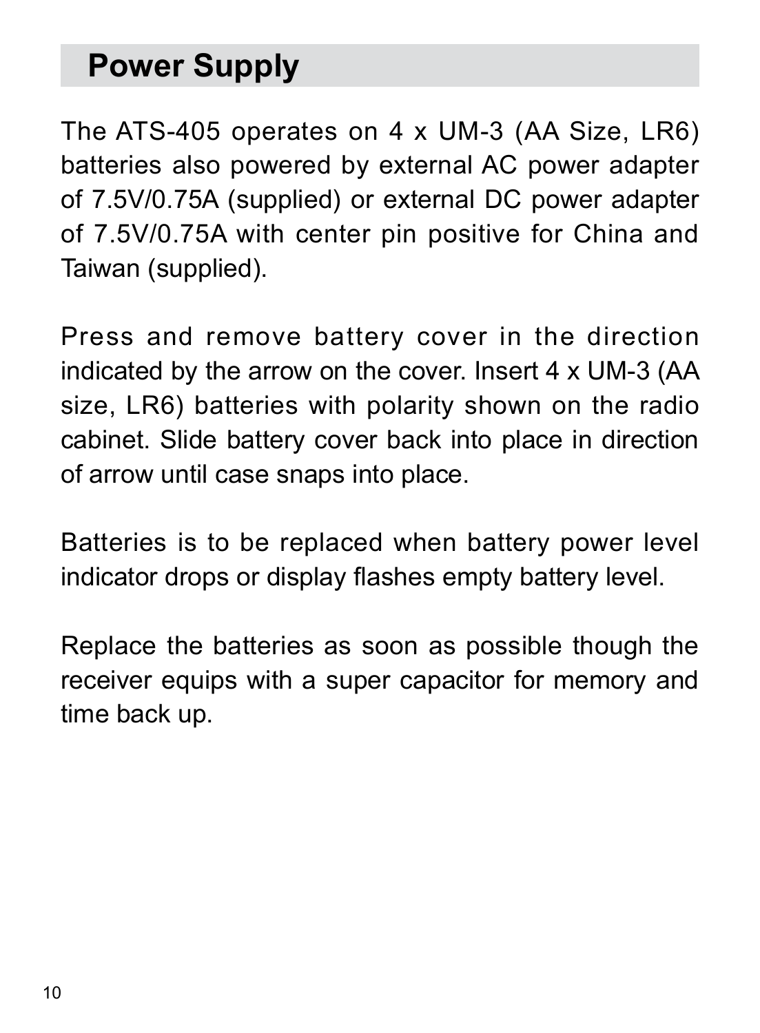## Power Supply

The ATS-405 operates on 4 x UM-3 (AA Size, LR6) batteries also powered by external AC power adapter of 7.5V/0.75A (supplied) or external DC power adapter of 7.5V/0.75A with center pin positive for China and Taiwan (supplied).

Press and remove battery cover in the direction indicated by the arrow on the cover. Insert 4 x UM-3 (AA size, LR6) batteries with polarity shown on the radio cabinet. Slide battery cover back into place in direction of arrow until case snaps into place.

Batteries is to be replaced when battery power level indicator drops or display flashes empty battery level.

Replace the batteries as soon as possible though the receiver equips with a super capacitor for memory and time back up.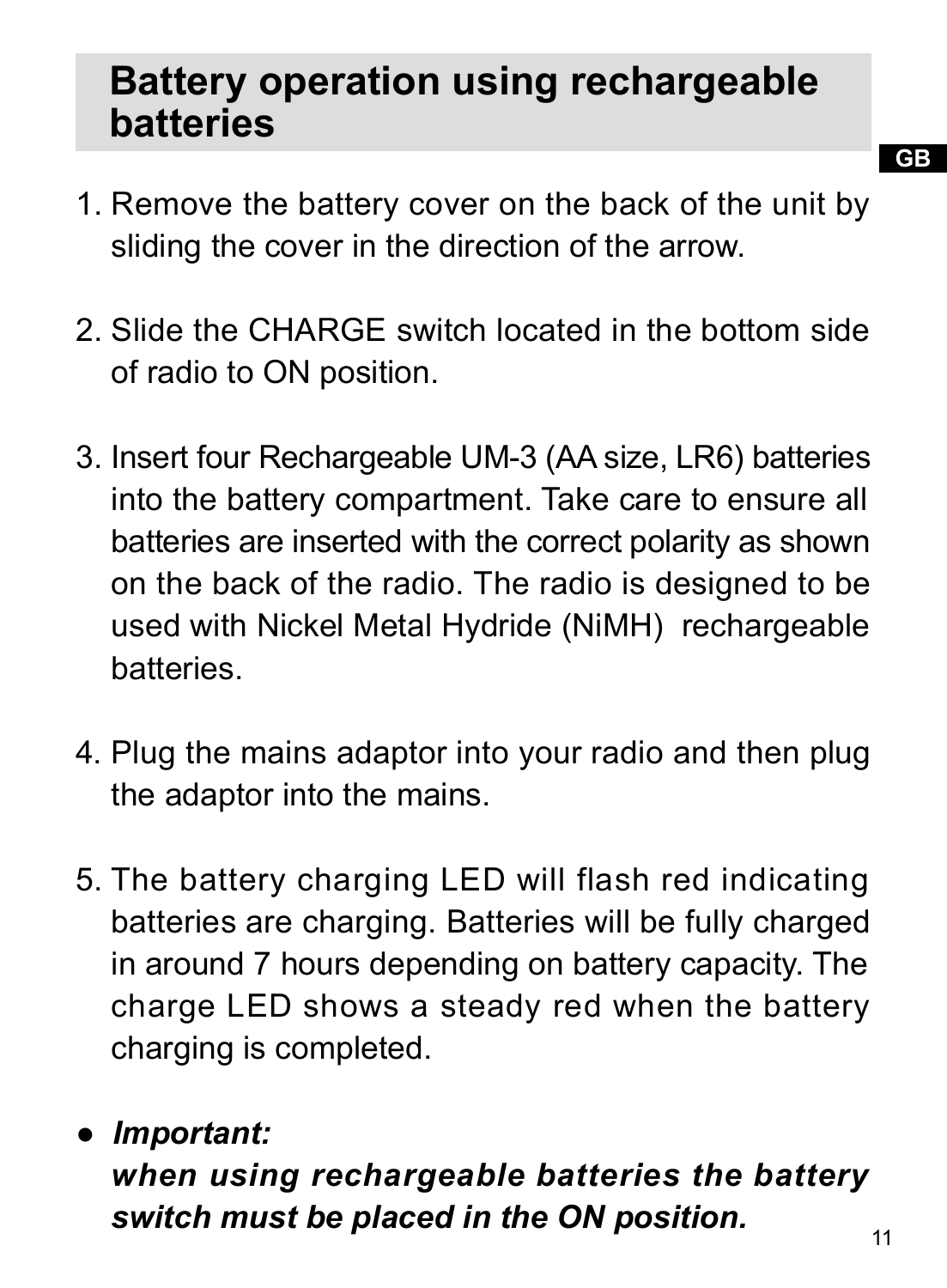# Battery operation using rechargeable batteries

1. Remove the battery cover on the back of the unit by sliding the cover in the direction of the arrow.

2. Slide the CHARGE switch located in the bottom side of radio to ON position.

3. Insert four Rechargeable UM-3 (AA size, LR6) batteries into the battery compartment. Take care to ensure all batteries are inserted with the correct polarity as shown on the back of the radio. The radio is designed to be used with Nickel Metal Hydride (NiMH) rechargeable batteries.

4. Plug the mains adaptor into your radio and then plug the adaptor into the mains.

5. The battery charging LED will flash red indicating batteries are charging. Batteries will be fully charged in around 7 hours depending on battery capacity. The charge LED shows a steady red when the battery charging is completed.

- ***Important:***
  ***when using rechargeable batteries the battery switch must be placed in the ON position.***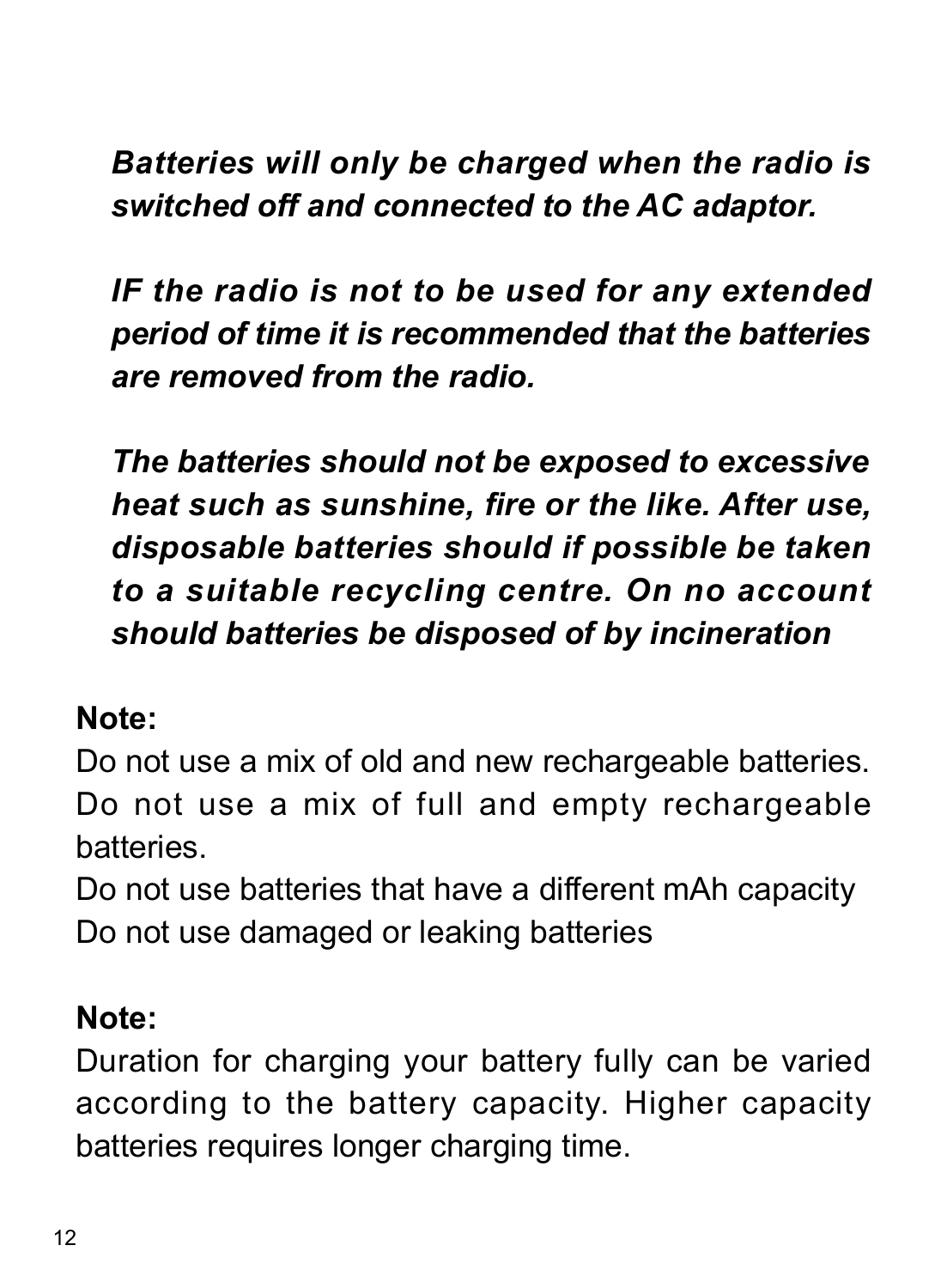***Batteries will only be charged when the radio is switched off and connected to the AC adaptor.***

***IF the radio is not to be used for any extended period of time it is recommended that the batteries are removed from the radio.***

***The batteries should not be exposed to excessive heat such as sunshine, fire or the like. After use, disposable batteries should if possible be taken to a suitable recycling centre. On no account should batteries be disposed of by incineration***

**Note:**

Do not use a mix of old and new rechargeable batteries.
Do not use a mix of full and empty rechargeable batteries.
Do not use batteries that have a different mAh capacity
Do not use damaged or leaking batteries

**Note:**

Duration for charging your battery fully can be varied according to the battery capacity. Higher capacity batteries requires longer charging time.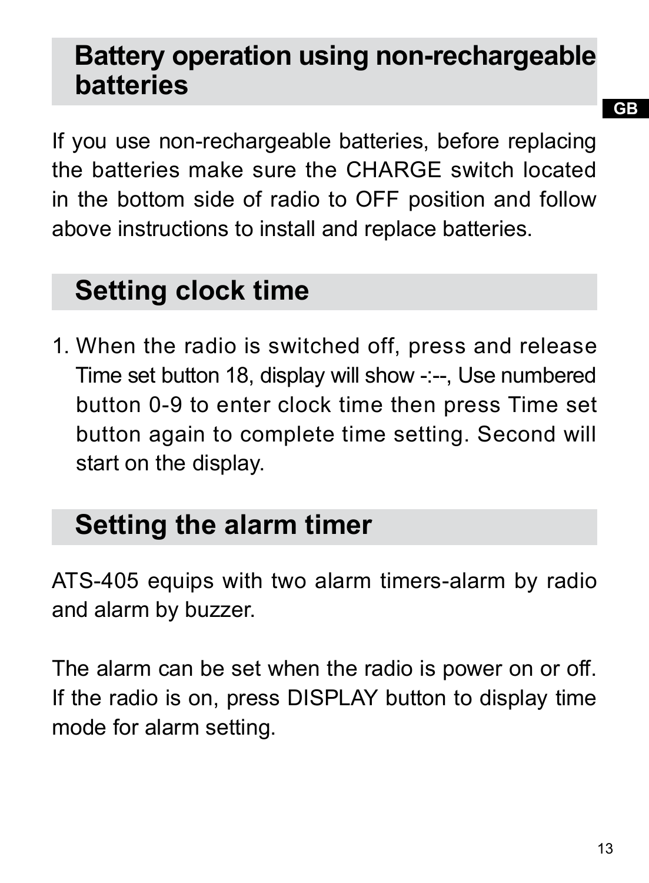## Battery operation using non-rechargeable batteries

If you use non-rechargeable batteries, before replacing the batteries make sure the CHARGE switch located in the bottom side of radio to OFF position and follow above instructions to install and replace batteries.

## Setting clock time

1. When the radio is switched off, press and release Time set button 18, display will show -:--, Use numbered button 0-9 to enter clock time then press Time set button again to complete time setting. Second will start on the display.

## Setting the alarm timer

ATS-405 equips with two alarm timers-alarm by radio and alarm by buzzer.

The alarm can be set when the radio is power on or off. If the radio is on, press DISPLAY button to display time mode for alarm setting.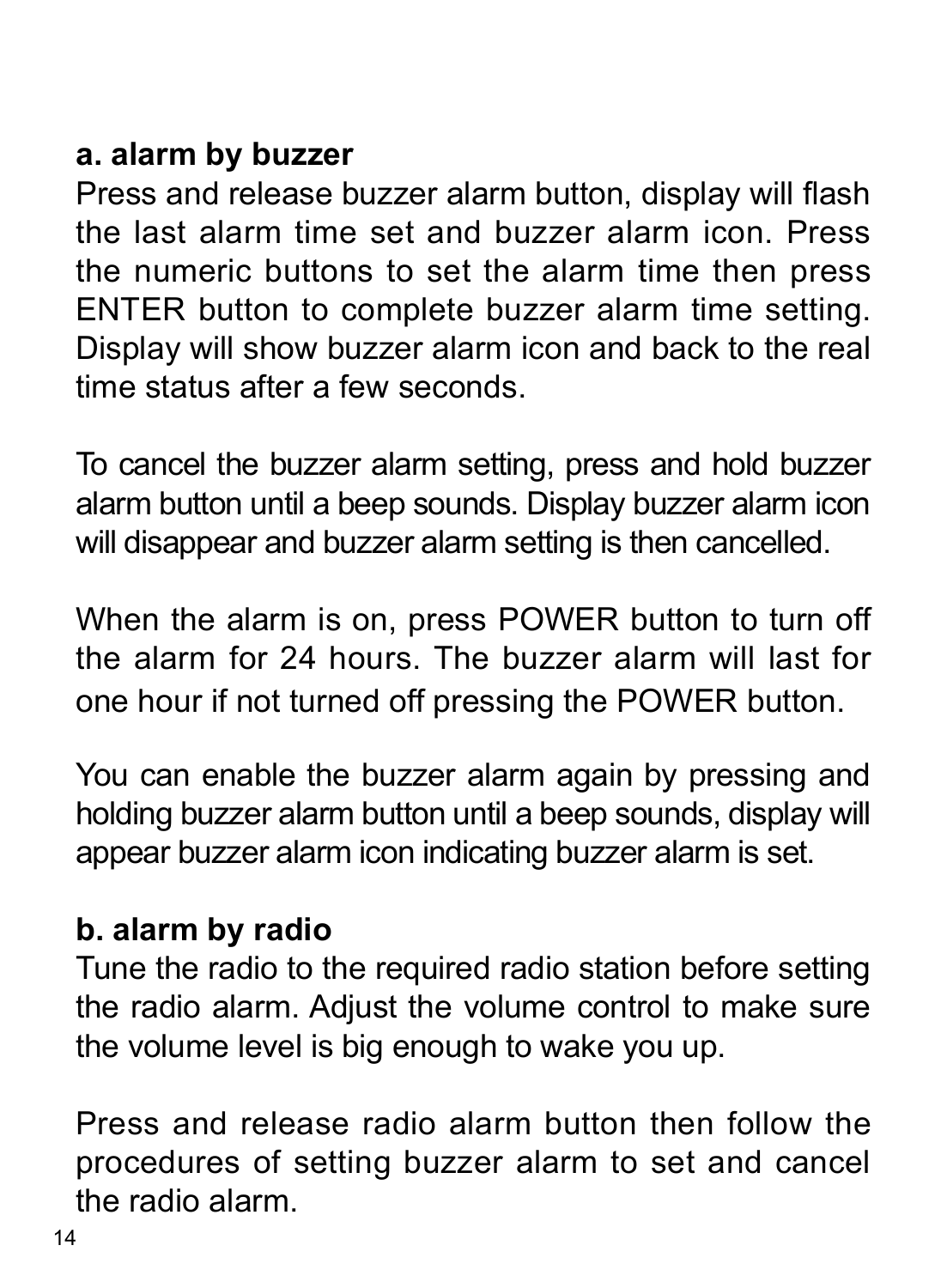**a. alarm by buzzer**

Press and release buzzer alarm button, display will flash the last alarm time set and buzzer alarm icon. Press the numeric buttons to set the alarm time then press ENTER button to complete buzzer alarm time setting. Display will show buzzer alarm icon and back to the real time status after a few seconds.

To cancel the buzzer alarm setting, press and hold buzzer alarm button until a beep sounds. Display buzzer alarm icon will disappear and buzzer alarm setting is then cancelled.

When the alarm is on, press POWER button to turn off the alarm for 24 hours. The buzzer alarm will last for one hour if not turned off pressing the POWER button.

You can enable the buzzer alarm again by pressing and holding buzzer alarm button until a beep sounds, display will appear buzzer alarm icon indicating buzzer alarm is set.

**b. alarm by radio**

Tune the radio to the required radio station before setting the radio alarm. Adjust the volume control to make sure the volume level is big enough to wake you up.

Press and release radio alarm button then follow the procedures of setting buzzer alarm to set and cancel the radio alarm.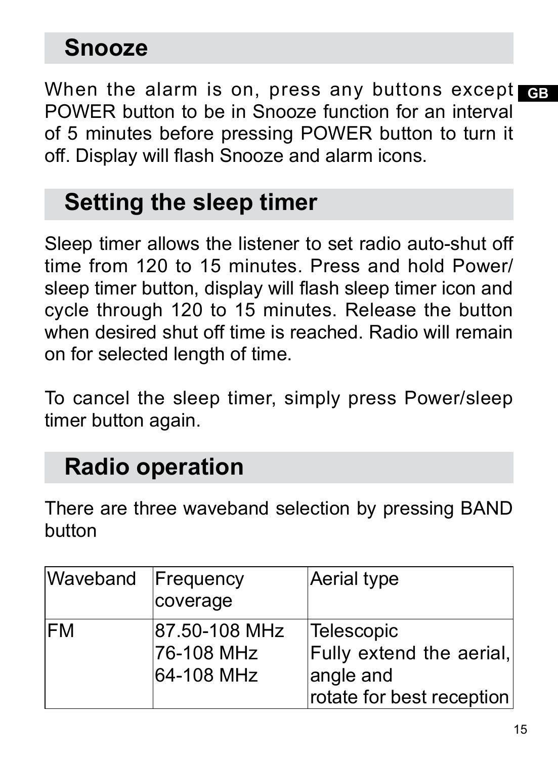## Snooze

When the alarm is on, press any buttons except POWER button to be in Snooze function for an interval of 5 minutes before pressing POWER button to turn it off. Display will flash Snooze and alarm icons.

## Setting the sleep timer

Sleep timer allows the listener to set radio auto-shut off time from 120 to 15 minutes. Press and hold Power/sleep timer button, display will flash sleep timer icon and cycle through 120 to 15 minutes. Release the button when desired shut off time is reached. Radio will remain on for selected length of time.

To cancel the sleep timer, simply press Power/sleep timer button again.

## Radio operation

There are three waveband selection by pressing BAND button

| Waveband | Frequency coverage | Aerial type |
| --- | --- | --- |
| FM | 87.50-108 MHz<br>76-108 MHz<br>64-108 MHz | Telescopic<br>Fully extend the aerial, angle and<br>rotate for best reception |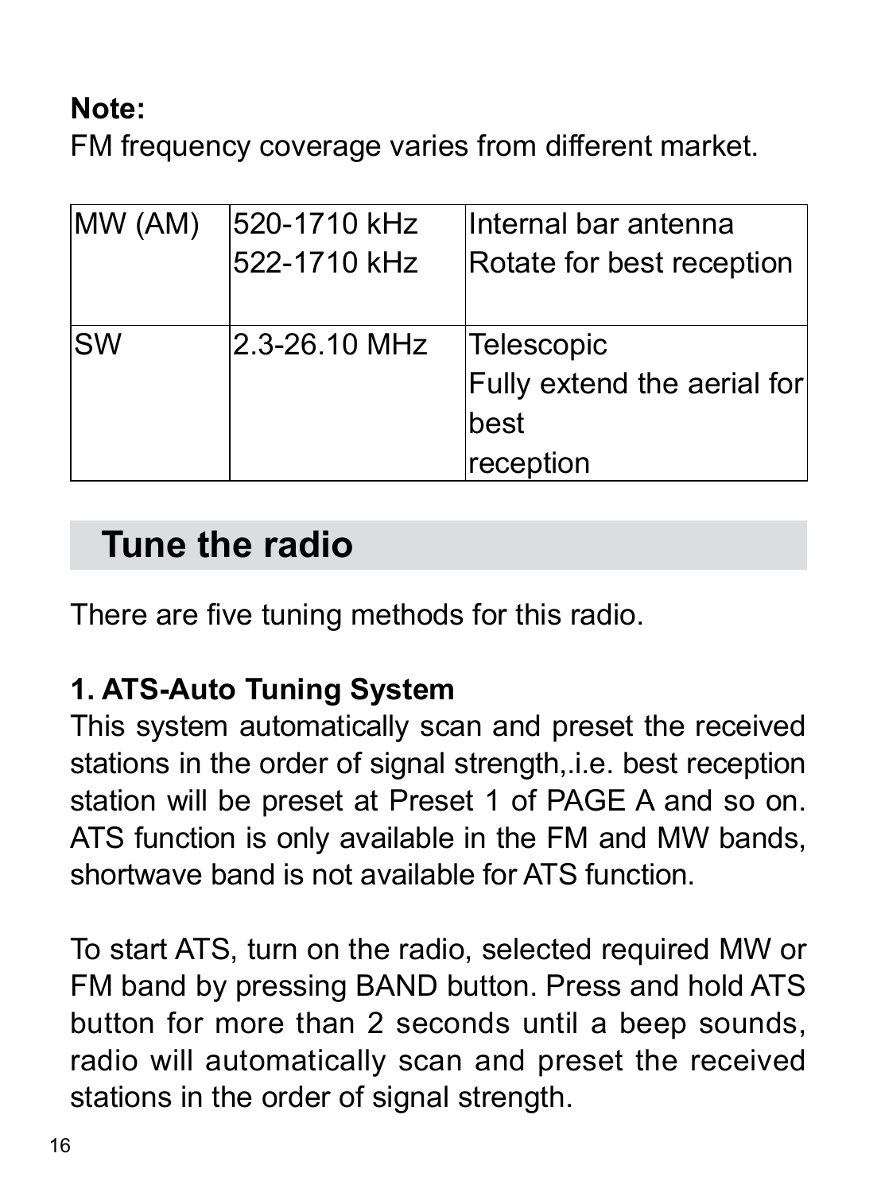**Note:**
FM frequency coverage varies from different market.

| MW (AM) | 520-1710 kHz<br>522-1710 kHz | Internal bar antenna<br>Rotate for best reception |
|---|---|---|
| SW | 2.3-26.10 MHz | Telescopic<br>Fully extend the aerial for best<br>reception |

## Tune the radio

There are five tuning methods for this radio.

**1. ATS-Auto Tuning System**

This system automatically scan and preset the received stations in the order of signal strength,.i.e. best reception station will be preset at Preset 1 of PAGE A and so on. ATS function is only available in the FM and MW bands, shortwave band is not available for ATS function.

To start ATS, turn on the radio, selected required MW or FM band by pressing BAND button. Press and hold ATS button for more than 2 seconds until a beep sounds, radio will automatically scan and preset the received stations in the order of signal strength.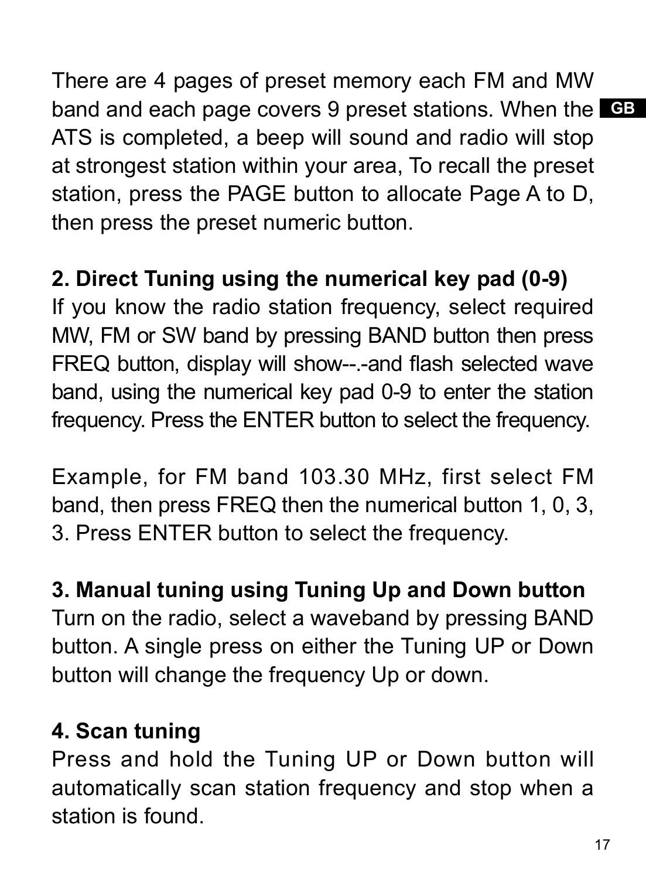There are 4 pages of preset memory each FM and MW band and each page covers 9 preset stations. When the ATS is completed, a beep will sound and radio will stop at strongest station within your area, To recall the preset station, press the PAGE button to allocate Page A to D, then press the preset numeric button.

**2. Direct Tuning using the numerical key pad (0-9)**

If you know the radio station frequency, select required MW, FM or SW band by pressing BAND button then press FREQ button, display will show--.-and flash selected wave band, using the numerical key pad 0-9 to enter the station frequency. Press the ENTER button to select the frequency.

Example, for FM band 103.30 MHz, first select FM band, then press FREQ then the numerical button 1, 0, 3, 3. Press ENTER button to select the frequency.

**3. Manual tuning using Tuning Up and Down button**

Turn on the radio, select a waveband by pressing BAND button. A single press on either the Tuning UP or Down button will change the frequency Up or down.

**4. Scan tuning**

Press and hold the Tuning UP or Down button will automatically scan station frequency and stop when a station is found.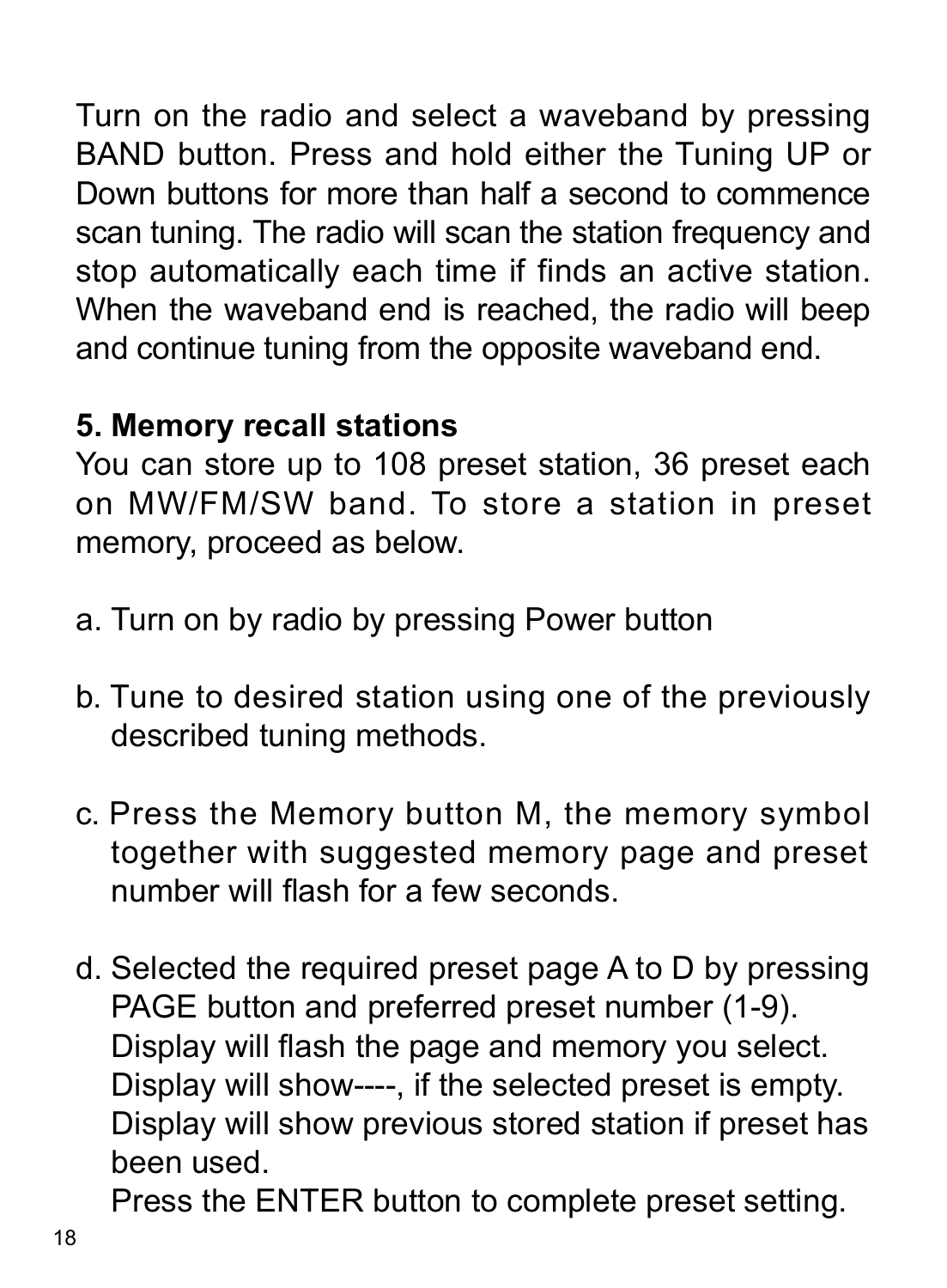Turn on the radio and select a waveband by pressing BAND button. Press and hold either the Tuning UP or Down buttons for more than half a second to commence scan tuning. The radio will scan the station frequency and stop automatically each time if finds an active station. When the waveband end is reached, the radio will beep and continue tuning from the opposite waveband end.

**5. Memory recall stations**

You can store up to 108 preset station, 36 preset each on MW/FM/SW band. To store a station in preset memory, proceed as below.

a. Turn on by radio by pressing Power button

b. Tune to desired station using one of the previously described tuning methods.

c. Press the Memory button M, the memory symbol together with suggested memory page and preset number will flash for a few seconds.

d. Selected the required preset page A to D by pressing PAGE button and preferred preset number (1-9). Display will flash the page and memory you select. Display will show----, if the selected preset is empty. Display will show previous stored station if preset has been used.
Press the ENTER button to complete preset setting.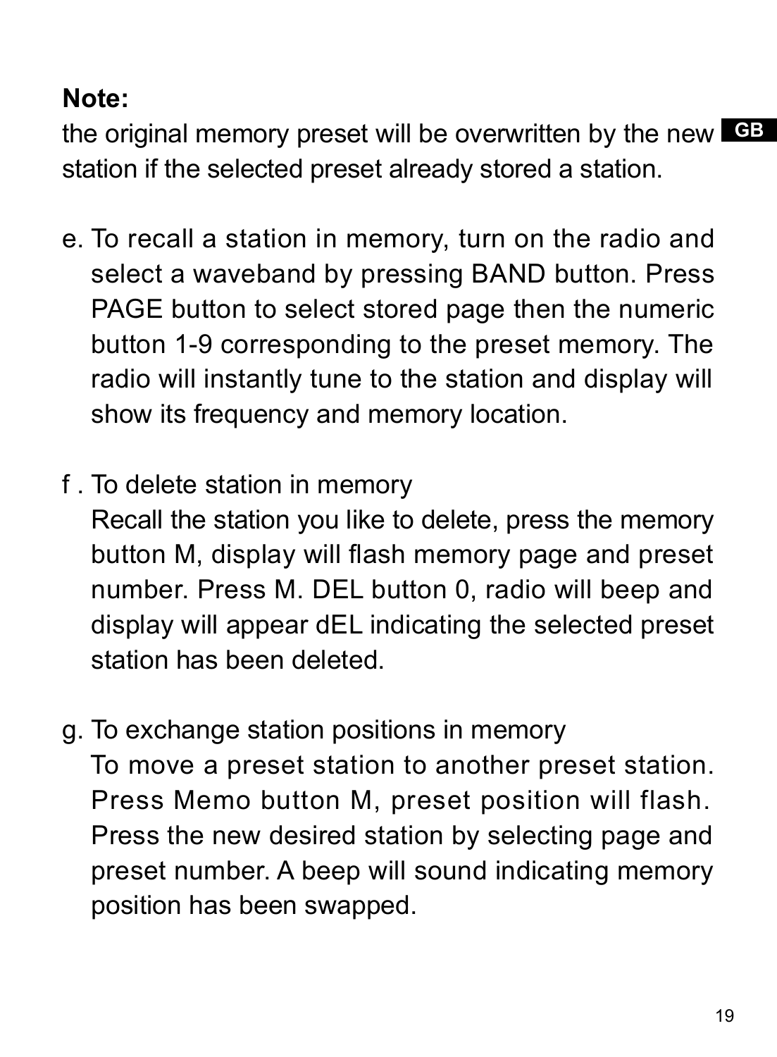**Note:**
the original memory preset will be overwritten by the new station if the selected preset already stored a station.

e. To recall a station in memory, turn on the radio and select a waveband by pressing BAND button. Press PAGE button to select stored page then the numeric button 1-9 corresponding to the preset memory. The radio will instantly tune to the station and display will show its frequency and memory location.

f . To delete station in memory
Recall the station you like to delete, press the memory button M, display will flash memory page and preset number. Press M. DEL button 0, radio will beep and display will appear dEL indicating the selected preset station has been deleted.

g. To exchange station positions in memory
To move a preset station to another preset station. Press Memo button M, preset position will flash. Press the new desired station by selecting page and preset number. A beep will sound indicating memory position has been swapped.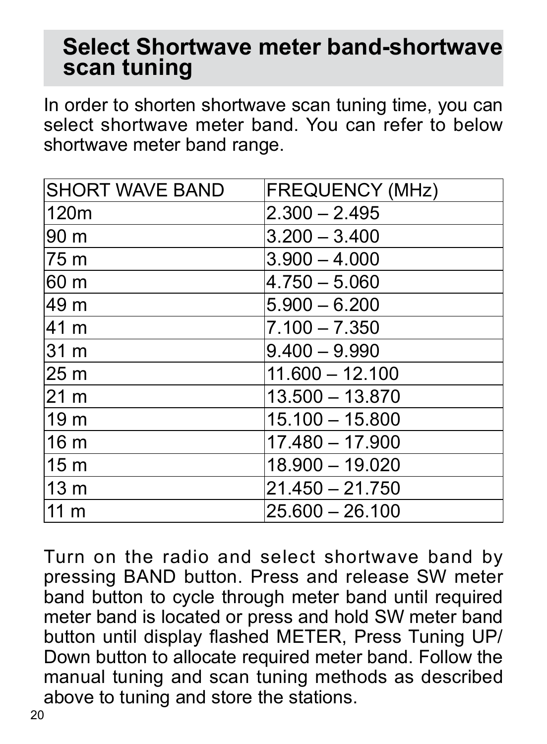## Select Shortwave meter band-shortwave scan tuning

In order to shorten shortwave scan tuning time, you can select shortwave meter band. You can refer to below shortwave meter band range.

| SHORT WAVE BAND | FREQUENCY (MHz) |
|---|---|
| 120m | 2.300 – 2.495 |
| 90 m | 3.200 – 3.400 |
| 75 m | 3.900 – 4.000 |
| 60 m | 4.750 – 5.060 |
| 49 m | 5.900 – 6.200 |
| 41 m | 7.100 – 7.350 |
| 31 m | 9.400 – 9.990 |
| 25 m | 11.600 – 12.100 |
| 21 m | 13.500 – 13.870 |
| 19 m | 15.100 – 15.800 |
| 16 m | 17.480 – 17.900 |
| 15 m | 18.900 – 19.020 |
| 13 m | 21.450 – 21.750 |
| 11 m | 25.600 – 26.100 |

Turn on the radio and select shortwave band by pressing BAND button. Press and release SW meter band button to cycle through meter band until required meter band is located or press and hold SW meter band button until display flashed METER, Press Tuning UP/ Down button to allocate required meter band. Follow the manual tuning and scan tuning methods as described above to tuning and store the stations.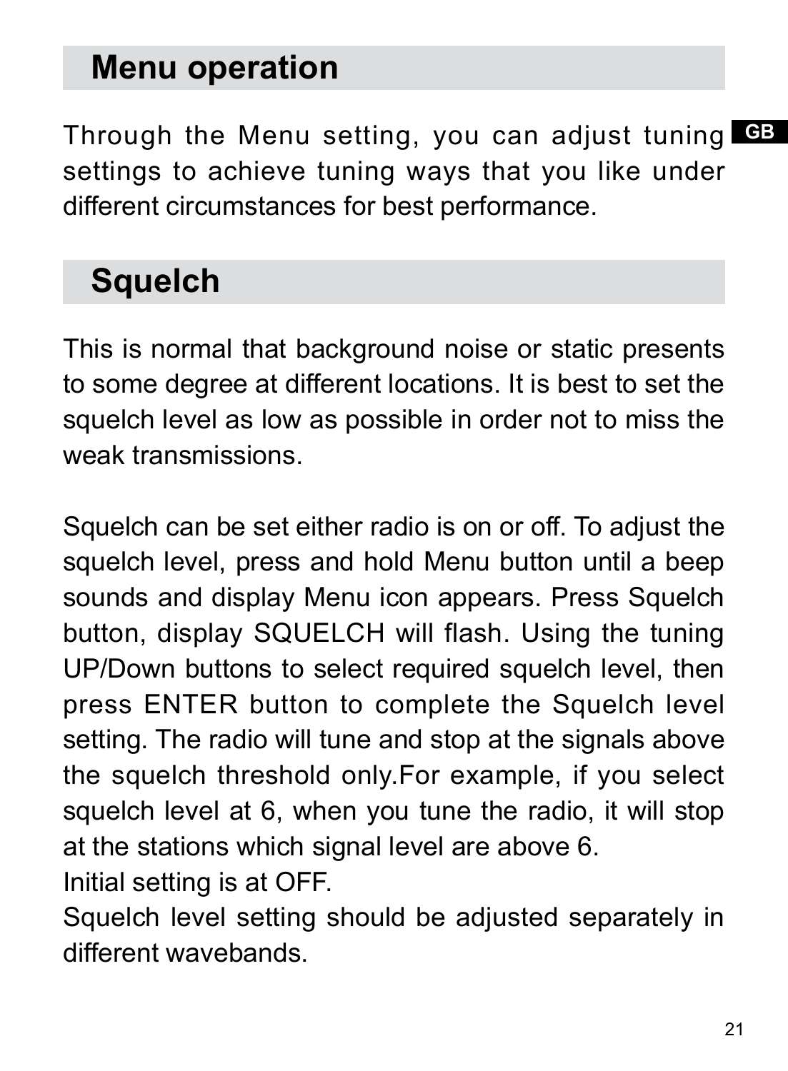## Menu operation

Through the Menu setting, you can adjust tuning settings to achieve tuning ways that you like under different circumstances for best performance.

## Squelch

This is normal that background noise or static presents to some degree at different locations. It is best to set the squelch level as low as possible in order not to miss the weak transmissions.

Squelch can be set either radio is on or off. To adjust the squelch level, press and hold Menu button until a beep sounds and display Menu icon appears. Press Squelch button, display SQUELCH will flash. Using the tuning UP/Down buttons to select required squelch level, then press ENTER button to complete the Squelch level setting. The radio will tune and stop at the signals above the squelch threshold only.For example, if you select squelch level at 6, when you tune the radio, it will stop at the stations which signal level are above 6.
Initial setting is at OFF.
Squelch level setting should be adjusted separately in different wavebands.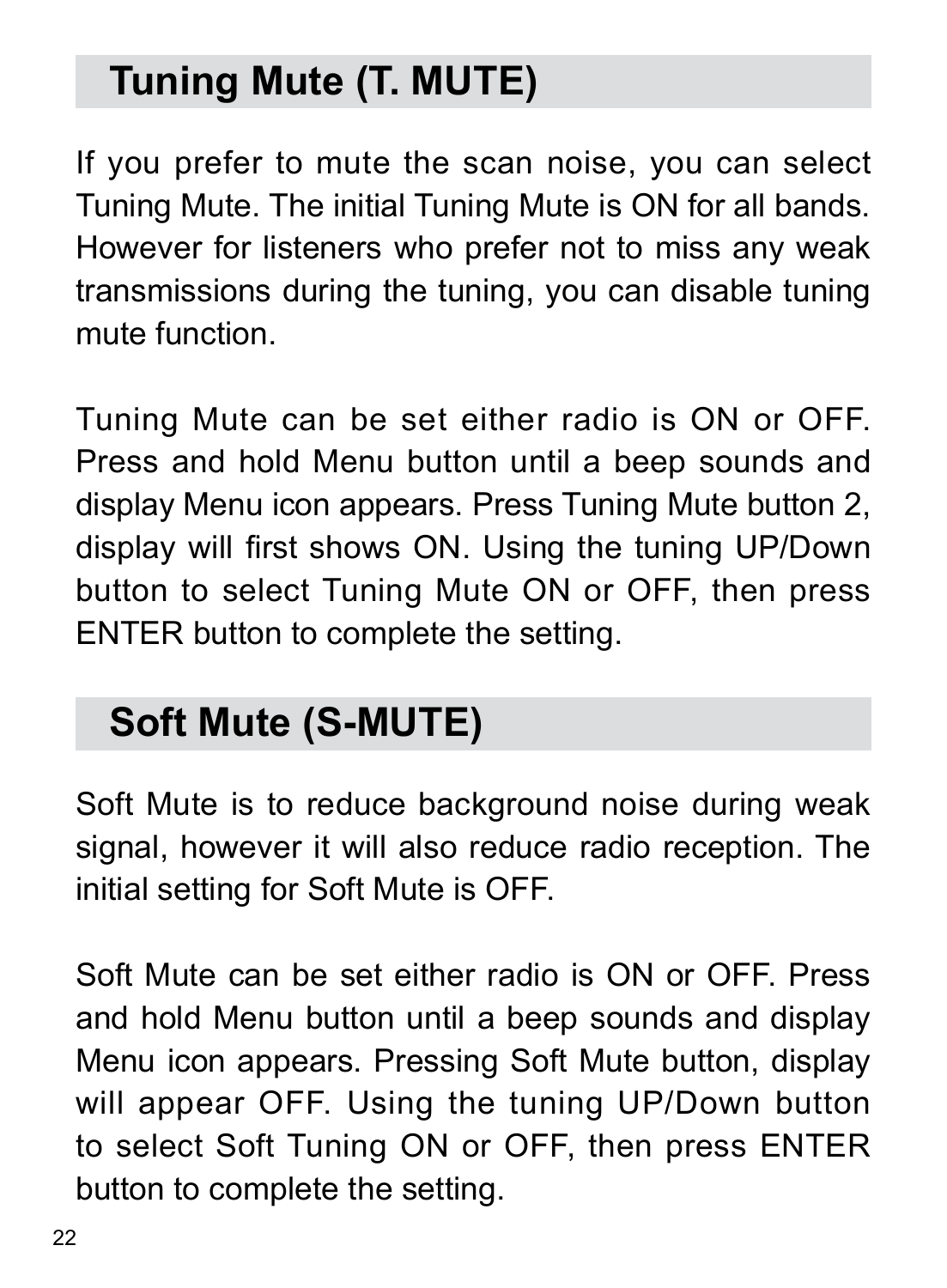## Tuning Mute (T. MUTE)

If you prefer to mute the scan noise, you can select Tuning Mute. The initial Tuning Mute is ON for all bands. However for listeners who prefer not to miss any weak transmissions during the tuning, you can disable tuning mute function.

Tuning Mute can be set either radio is ON or OFF. Press and hold Menu button until a beep sounds and display Menu icon appears. Press Tuning Mute button 2, display will first shows ON. Using the tuning UP/Down button to select Tuning Mute ON or OFF, then press ENTER button to complete the setting.

## Soft Mute (S-MUTE)

Soft Mute is to reduce background noise during weak signal, however it will also reduce radio reception. The initial setting for Soft Mute is OFF.

Soft Mute can be set either radio is ON or OFF. Press and hold Menu button until a beep sounds and display Menu icon appears. Pressing Soft Mute button, display will appear OFF. Using the tuning UP/Down button to select Soft Tuning ON or OFF, then press ENTER button to complete the setting.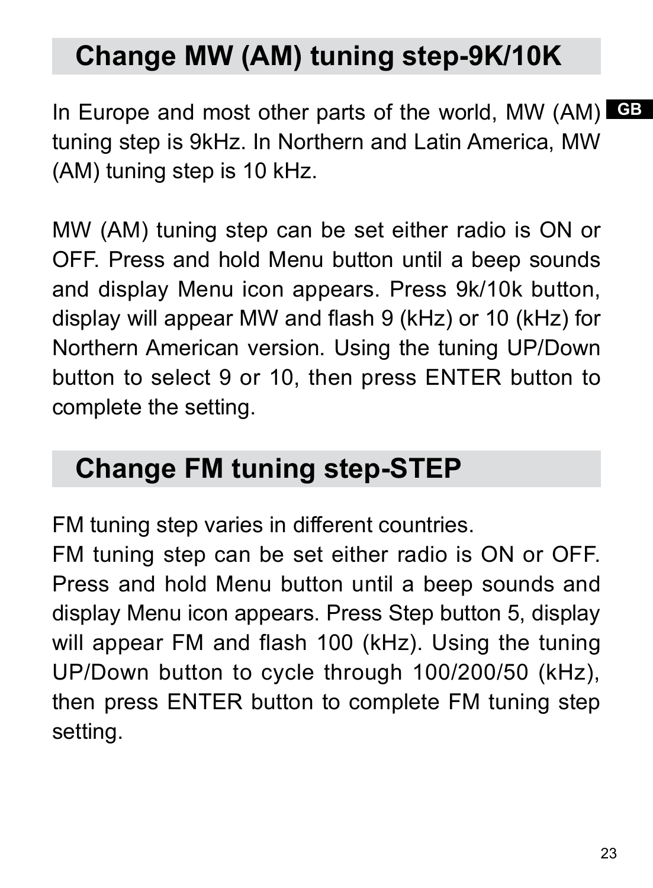## Change MW (AM) tuning step-9K/10K

In Europe and most other parts of the world, MW (AM) tuning step is 9kHz. In Northern and Latin America, MW (AM) tuning step is 10 kHz.

MW (AM) tuning step can be set either radio is ON or OFF. Press and hold Menu button until a beep sounds and display Menu icon appears. Press 9k/10k button, display will appear MW and flash 9 (kHz) or 10 (kHz) for Northern American version. Using the tuning UP/Down button to select 9 or 10, then press ENTER button to complete the setting.

## Change FM tuning step-STEP

FM tuning step varies in different countries.
FM tuning step can be set either radio is ON or OFF. Press and hold Menu button until a beep sounds and display Menu icon appears. Press Step button 5, display will appear FM and flash 100 (kHz). Using the tuning UP/Down button to cycle through 100/200/50 (kHz), then press ENTER button to complete FM tuning step setting.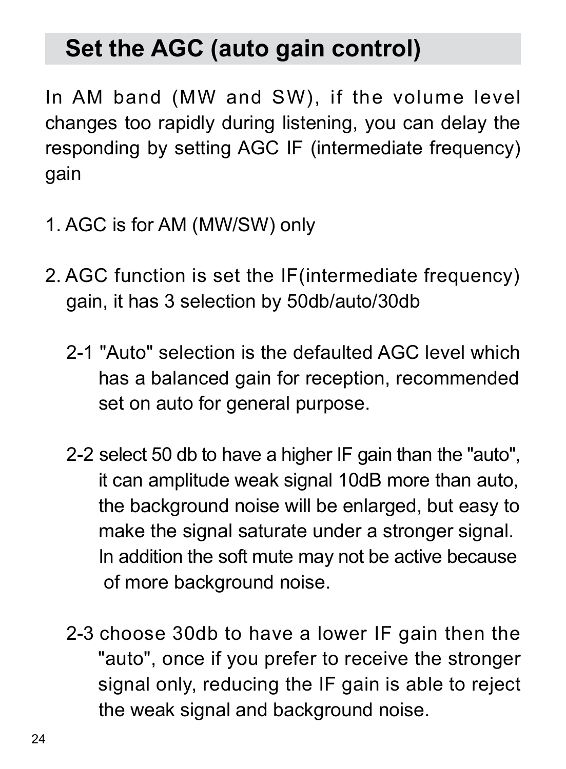## Set the AGC (auto gain control)

In AM band (MW and SW), if the volume level changes too rapidly during listening, you can delay the responding by setting AGC IF (intermediate frequency) gain

1. AGC is for AM (MW/SW) only

2. AGC function is set the IF(intermediate frequency) gain, it has 3 selection by 50db/auto/30db

   2-1 "Auto" selection is the defaulted AGC level which has a balanced gain for reception, recommended set on auto for general purpose.

   2-2 select 50 db to have a higher IF gain than the "auto", it can amplitude weak signal 10dB more than auto, the background noise will be enlarged, but easy to make the signal saturate under a stronger signal. In addition the soft mute may not be active because of more background noise.

   2-3 choose 30db to have a lower IF gain then the "auto", once if you prefer to receive the stronger signal only, reducing the IF gain is able to reject the weak signal and background noise.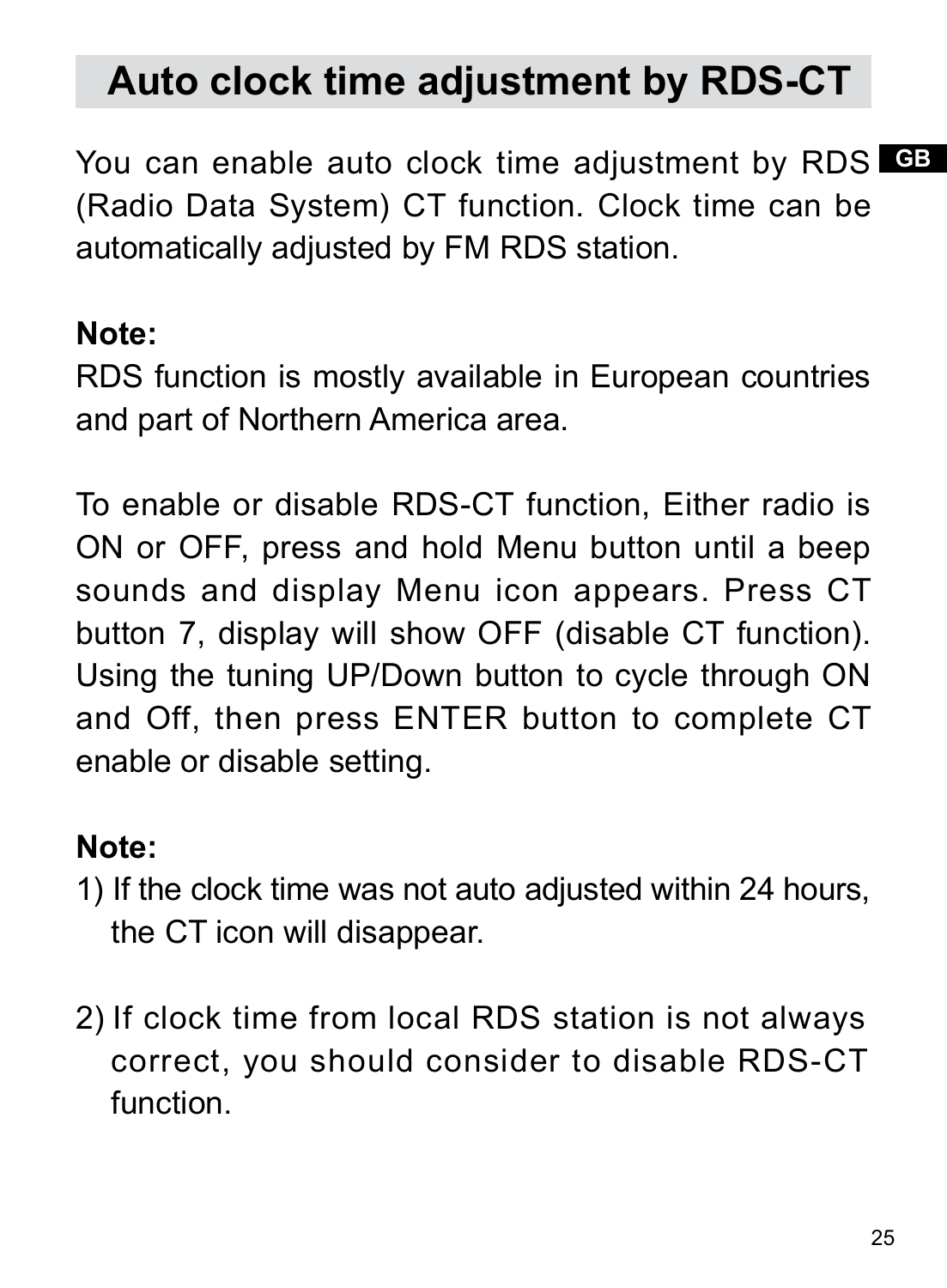# Auto clock time adjustment by RDS-CT

You can enable auto clock time adjustment by RDS (Radio Data System) CT function. Clock time can be automatically adjusted by FM RDS station.

**Note:**
RDS function is mostly available in European countries and part of Northern America area.

To enable or disable RDS-CT function, Either radio is ON or OFF, press and hold Menu button until a beep sounds and display Menu icon appears. Press CT button 7, display will show OFF (disable CT function). Using the tuning UP/Down button to cycle through ON and Off, then press ENTER button to complete CT enable or disable setting.

**Note:**

1) If the clock time was not auto adjusted within 24 hours, the CT icon will disappear.

2) If clock time from local RDS station is not always correct, you should consider to disable RDS-CT function.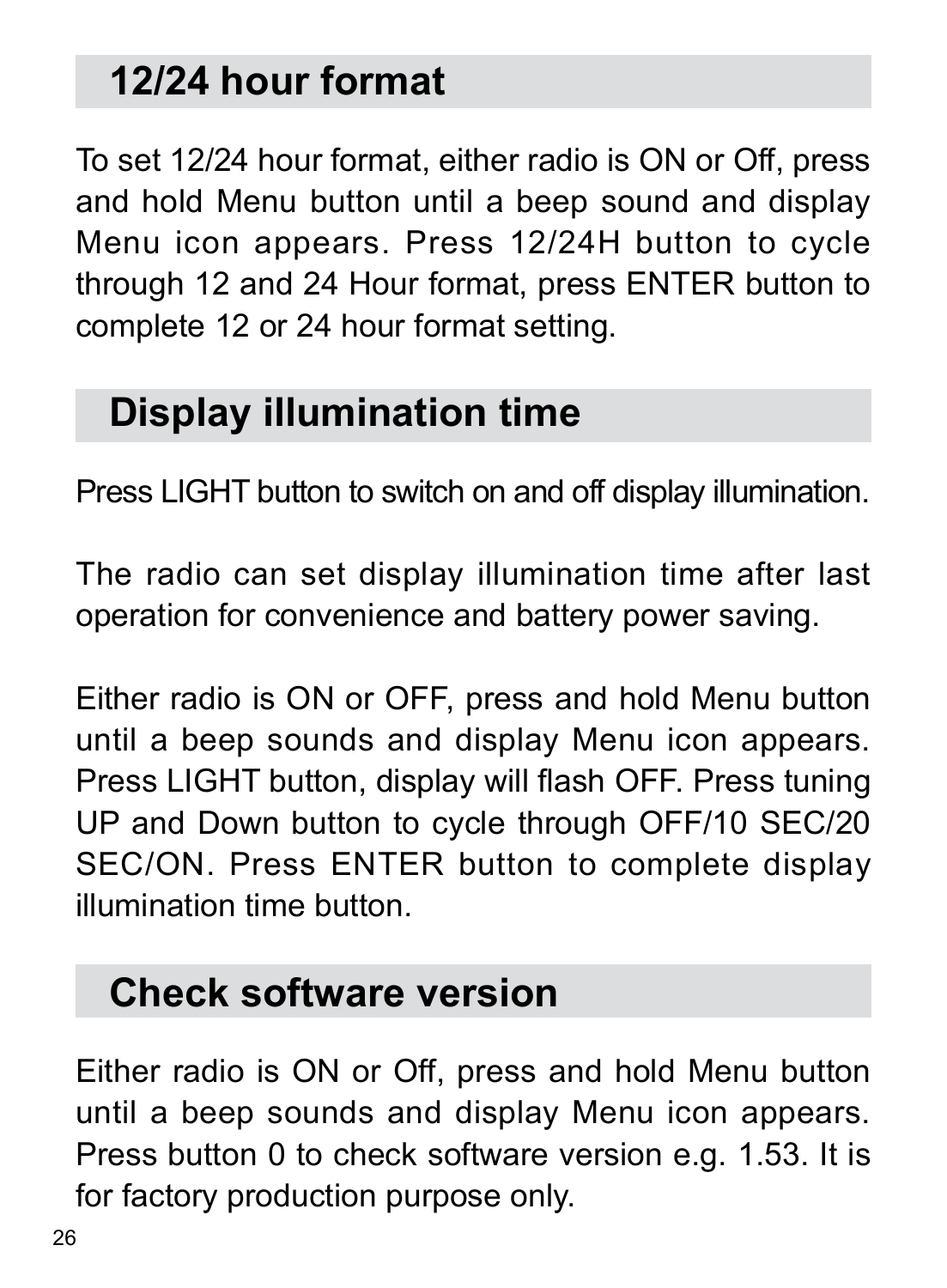## 12/24 hour format

To set 12/24 hour format, either radio is ON or Off, press and hold Menu button until a beep sound and display Menu icon appears. Press 12/24H button to cycle through 12 and 24 Hour format, press ENTER button to complete 12 or 24 hour format setting.

## Display illumination time

Press LIGHT button to switch on and off display illumination.

The radio can set display illumination time after last operation for convenience and battery power saving.

Either radio is ON or OFF, press and hold Menu button until a beep sounds and display Menu icon appears. Press LIGHT button, display will flash OFF. Press tuning UP and Down button to cycle through OFF/10 SEC/20 SEC/ON. Press ENTER button to complete display illumination time button.

## Check software version

Either radio is ON or Off, press and hold Menu button until a beep sounds and display Menu icon appears. Press button 0 to check software version e.g. 1.53. It is for factory production purpose only.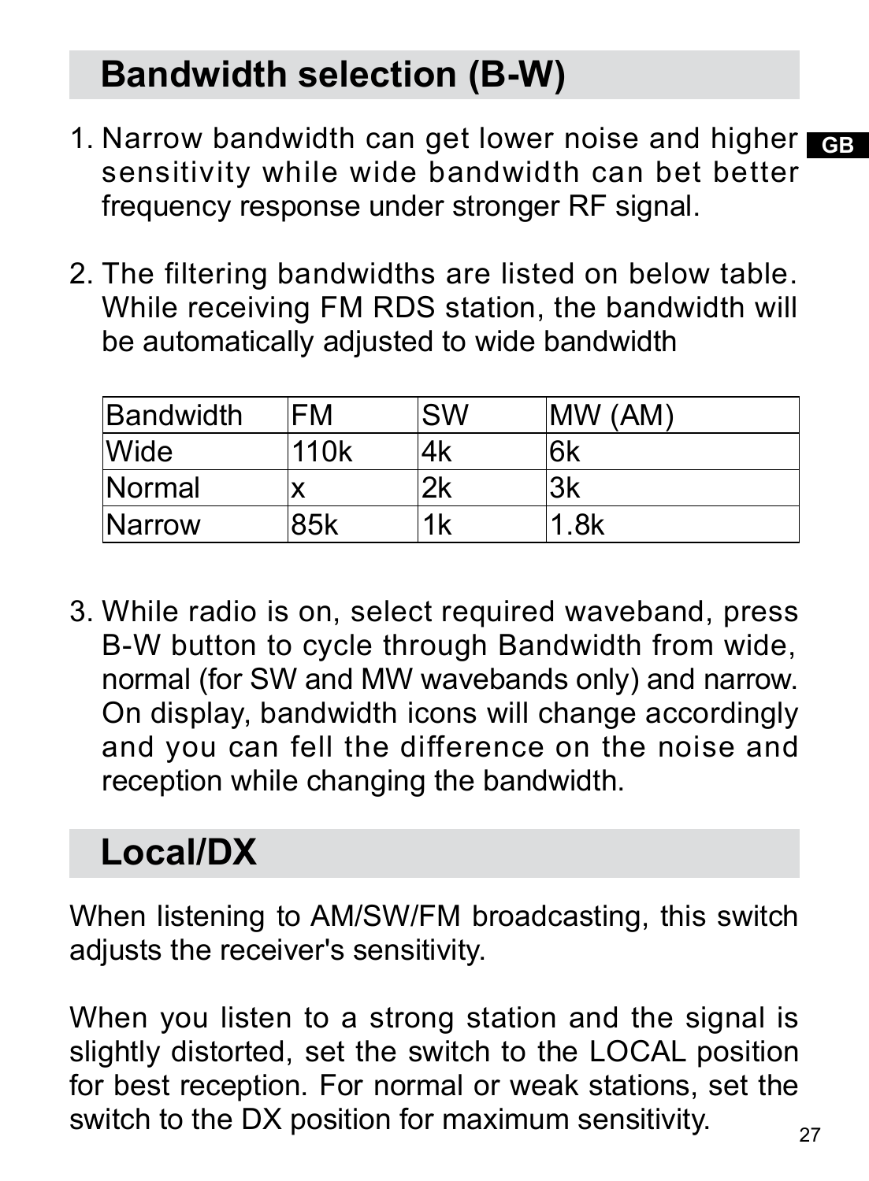## Bandwidth selection (B-W)

1. Narrow bandwidth can get lower noise and higher sensitivity while wide bandwidth can bet better frequency response under stronger RF signal.

2. The filtering bandwidths are listed on below table. While receiving FM RDS station, the bandwidth will be automatically adjusted to wide bandwidth

| Bandwidth | FM | SW | MW (AM) |
|---|---|---|---|
| Wide | 110k | 4k | 6k |
| Normal | x | 2k | 3k |
| Narrow | 85k | 1k | 1.8k |

3. While radio is on, select required waveband, press B-W button to cycle through Bandwidth from wide, normal (for SW and MW wavebands only) and narrow. On display, bandwidth icons will change accordingly and you can fell the difference on the noise and reception while changing the bandwidth.

## Local/DX

When listening to AM/SW/FM broadcasting, this switch adjusts the receiver's sensitivity.

When you listen to a strong station and the signal is slightly distorted, set the switch to the LOCAL position for best reception. For normal or weak stations, set the switch to the DX position for maximum sensitivity.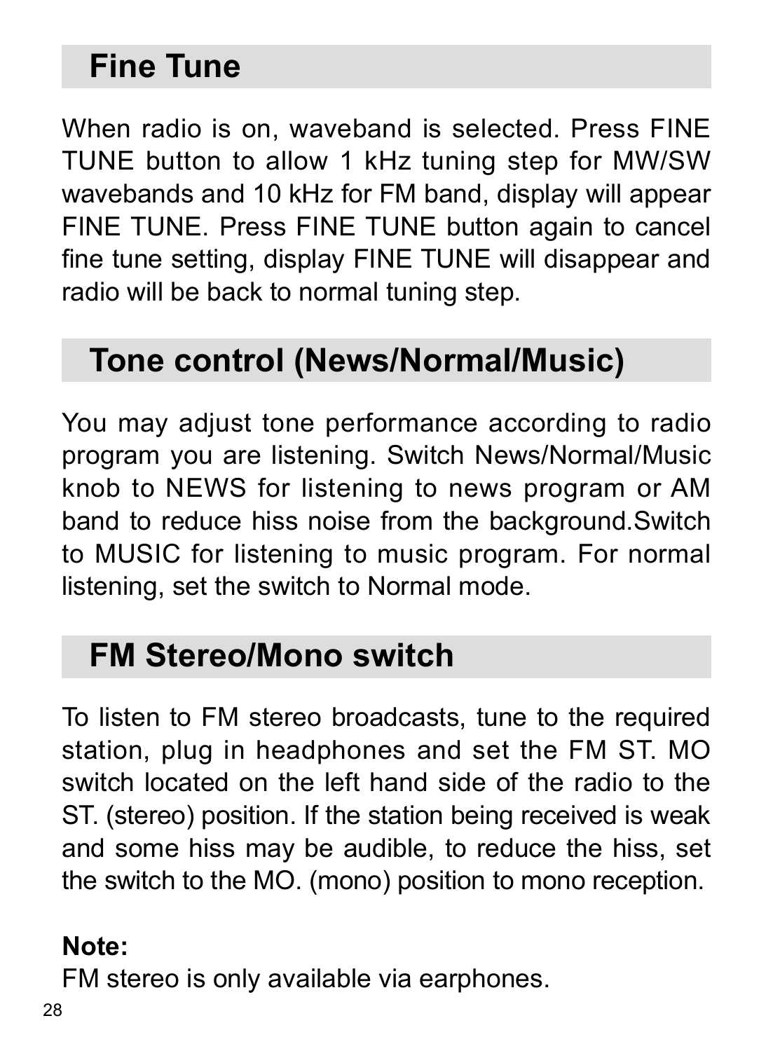## Fine Tune

When radio is on, waveband is selected. Press FINE TUNE button to allow 1 kHz tuning step for MW/SW wavebands and 10 kHz for FM band, display will appear FINE TUNE. Press FINE TUNE button again to cancel fine tune setting, display FINE TUNE will disappear and radio will be back to normal tuning step.

## Tone control (News/Normal/Music)

You may adjust tone performance according to radio program you are listening. Switch News/Normal/Music knob to NEWS for listening to news program or AM band to reduce hiss noise from the background.Switch to MUSIC for listening to music program. For normal listening, set the switch to Normal mode.

## FM Stereo/Mono switch

To listen to FM stereo broadcasts, tune to the required station, plug in headphones and set the FM ST. MO switch located on the left hand side of the radio to the ST. (stereo) position. If the station being received is weak and some hiss may be audible, to reduce the hiss, set the switch to the MO. (mono) position to mono reception.

**Note:**
FM stereo is only available via earphones.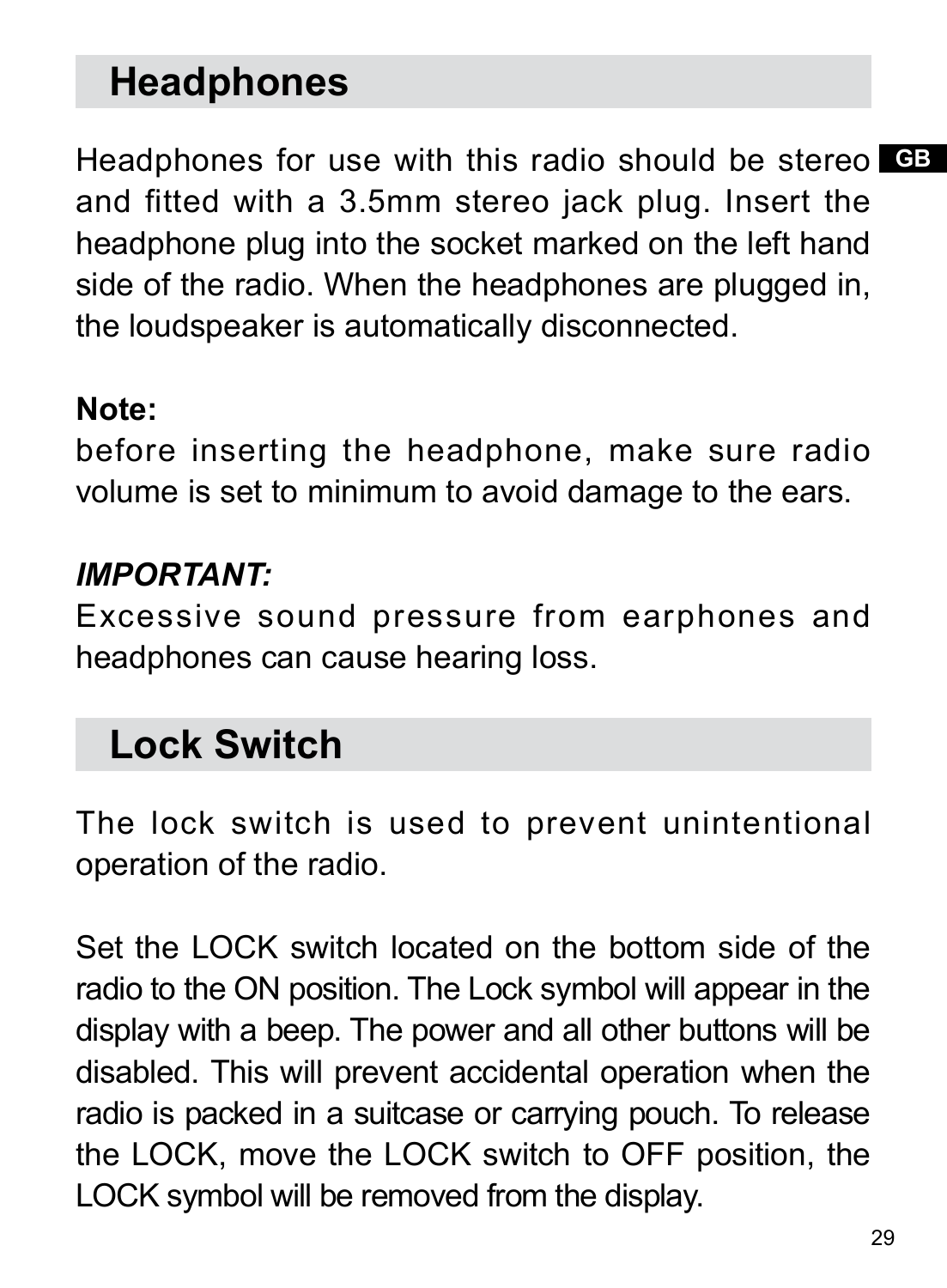## Headphones

Headphones for use with this radio should be stereo and fitted with a 3.5mm stereo jack plug. Insert the headphone plug into the socket marked on the left hand side of the radio. When the headphones are plugged in, the loudspeaker is automatically disconnected.

**Note:**
before inserting the headphone, make sure radio volume is set to minimum to avoid damage to the ears.

***IMPORTANT:***
Excessive sound pressure from earphones and headphones can cause hearing loss.

## Lock Switch

The lock switch is used to prevent unintentional operation of the radio.

Set the LOCK switch located on the bottom side of the radio to the ON position. The Lock symbol will appear in the display with a beep. The power and all other buttons will be disabled. This will prevent accidental operation when the radio is packed in a suitcase or carrying pouch. To release the LOCK, move the LOCK switch to OFF position, the LOCK symbol will be removed from the display.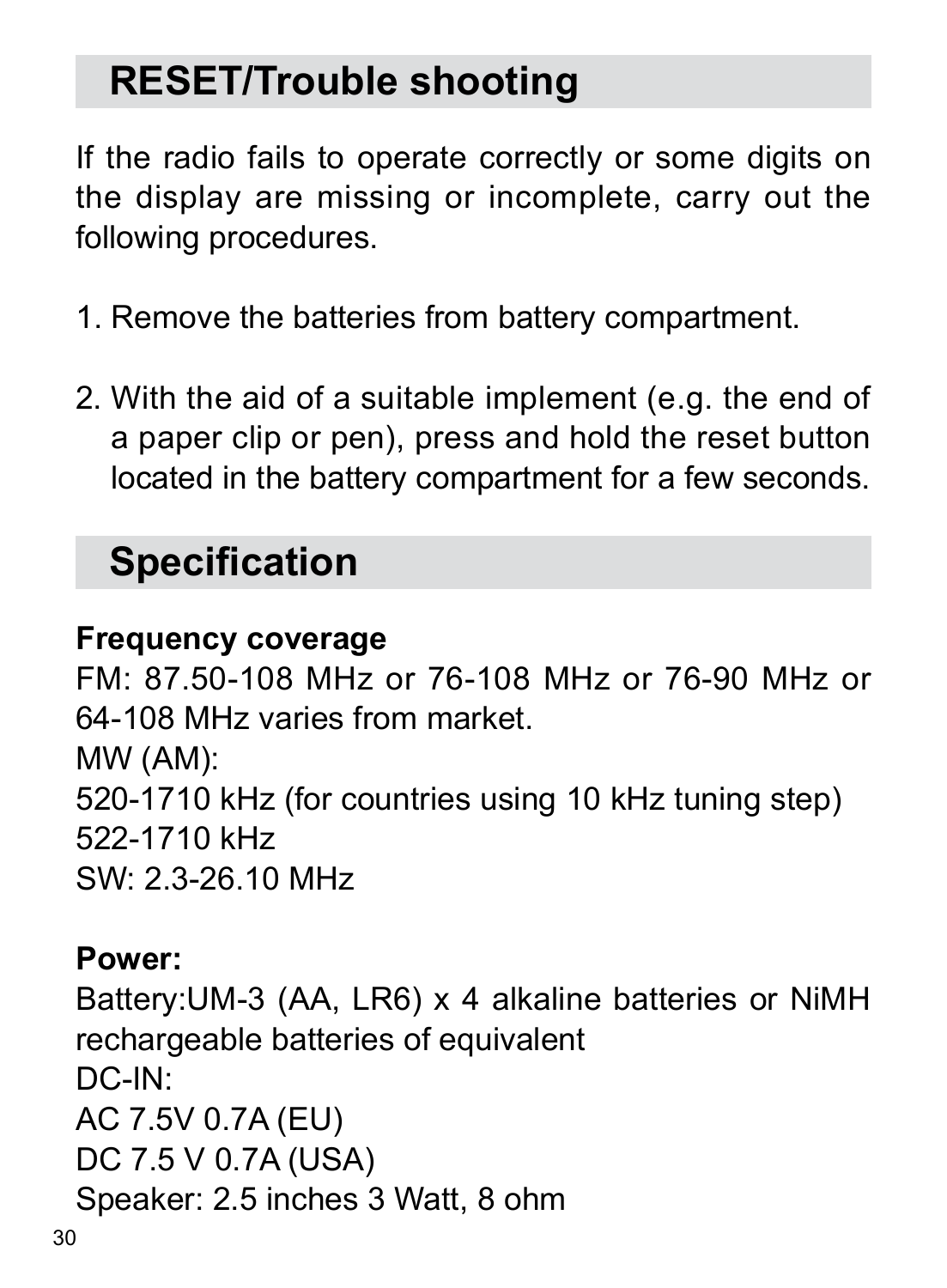## RESET/Trouble shooting

If the radio fails to operate correctly or some digits on the display are missing or incomplete, carry out the following procedures.

1. Remove the batteries from battery compartment.

2. With the aid of a suitable implement (e.g. the end of a paper clip or pen), press and hold the reset button located in the battery compartment for a few seconds.

## Specification

**Frequency coverage**

FM: 87.50-108 MHz or 76-108 MHz or 76-90 MHz or 64-108 MHz varies from market.

MW (AM):

520-1710 kHz (for countries using 10 kHz tuning step)

522-1710 kHz

SW: 2.3-26.10 MHz

**Power:**

Battery:UM-3 (AA, LR6) x 4 alkaline batteries or NiMH rechargeable batteries of equivalent

DC-IN:

AC 7.5V 0.7A (EU)

DC 7.5 V 0.7A (USA)

Speaker: 2.5 inches 3 Watt, 8 ohm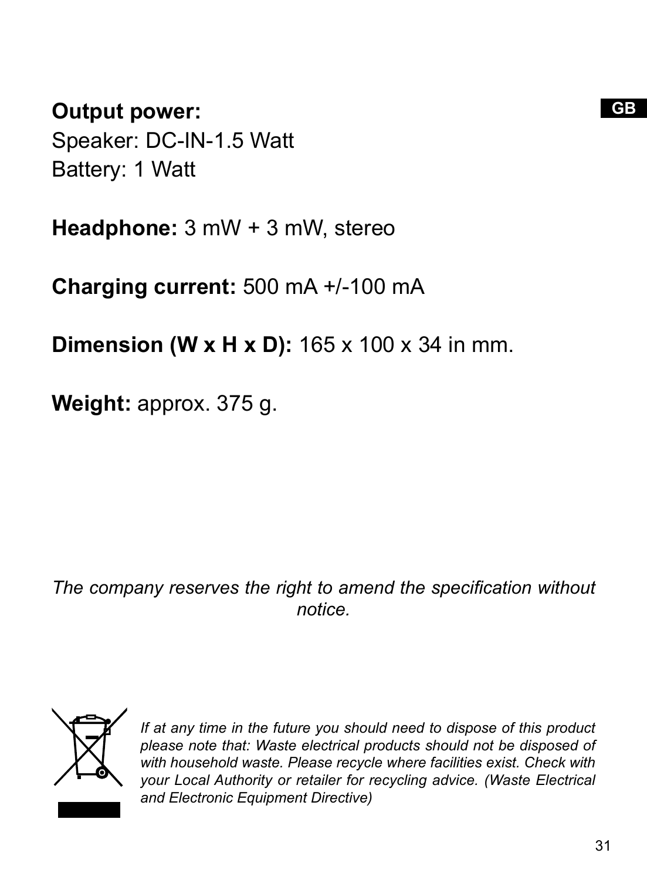**Output power:**
Speaker: DC-IN-1.5 Watt
Battery: 1 Watt

**Headphone:** 3 mW + 3 mW, stereo

**Charging current:** 500 mA +/-100 mA

**Dimension (W x H x D):** 165 x 100 x 34 in mm.

**Weight:** approx. 375 g.

*The company reserves the right to amend the specification without notice.*

*If at any time in the future you should need to dispose of this product please note that: Waste electrical products should not be disposed of with household waste. Please recycle where facilities exist. Check with your Local Authority or retailer for recycling advice. (Waste Electrical and Electronic Equipment Directive)*